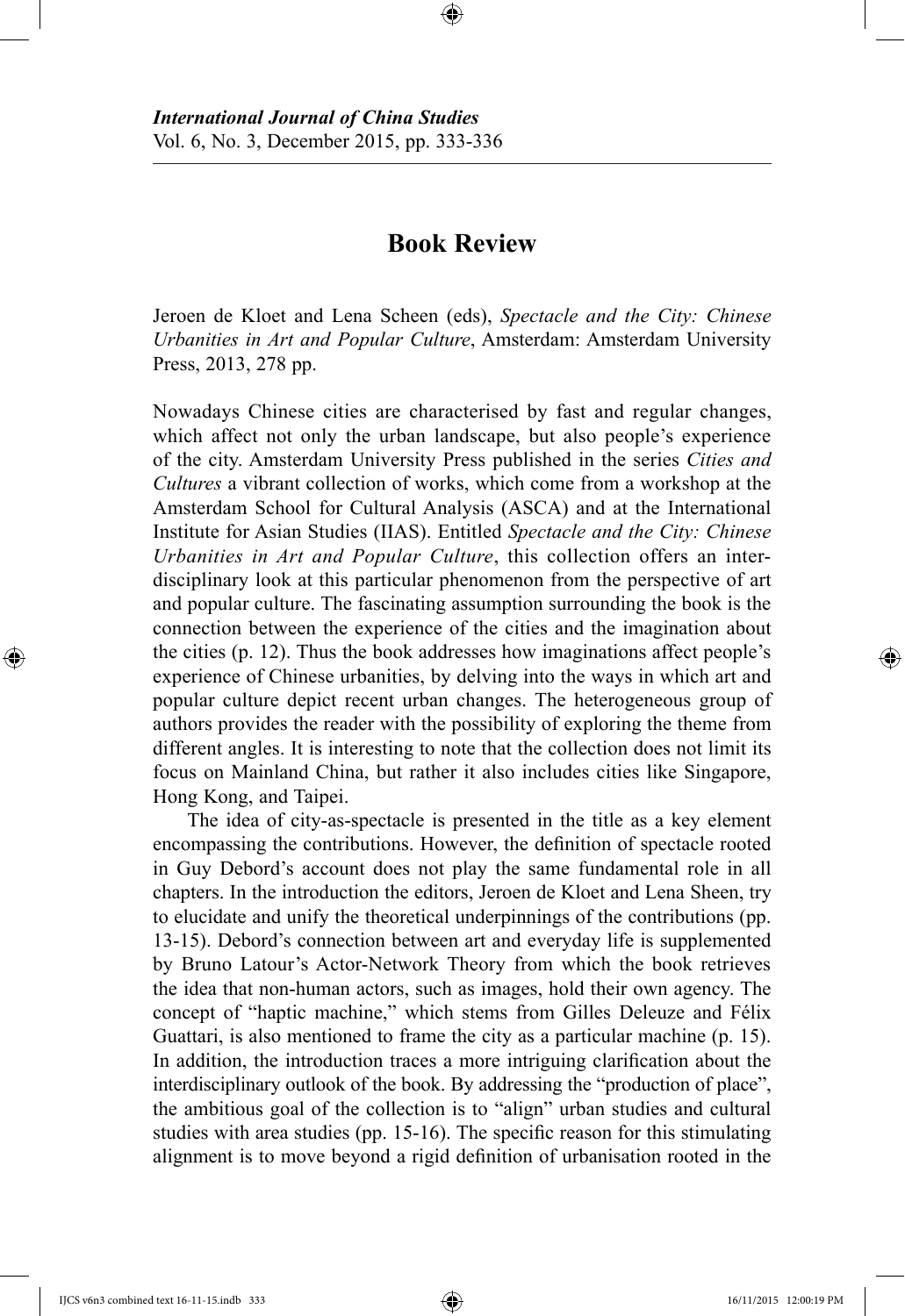# Book Review

Jeroen de Kloet and Lena Scheen (eds), *Spectacle and the City: Chinese Urbanities in Art and Popular Culture*, Amsterdam: Amsterdam University Press, 2013, 278 pp.

Nowadays Chinese cities are characterised by fast and regular changes, which affect not only the urban landscape, but also people's experience of the city. Amsterdam University Press published in the series *Cities and Cultures* a vibrant collection of works, which come from a workshop at the Amsterdam School for Cultural Analysis (ASCA) and at the International Institute for Asian Studies (IIAS). Entitled *Spectacle and the City: Chinese Urbanities in Art and Popular Culture*, this collection offers an inter-disciplinary look at this particular phenomenon from the perspective of art and popular culture. The fascinating assumption surrounding the book is the connection between the experience of the cities and the imagination about the cities (p. 12). Thus the book addresses how imaginations affect people's experience of Chinese urbanities, by delving into the ways in which art and popular culture depict recent urban changes. The heterogeneous group of authors provides the reader with the possibility of exploring the theme from different angles. It is interesting to note that the collection does not limit its focus on Mainland China, but rather it also includes cities like Singapore, Hong Kong, and Taipei.

The idea of city-as-spectacle is presented in the title as a key element encompassing the contributions. However, the definition of spectacle rooted in Guy Debord's account does not play the same fundamental role in all chapters. In the introduction the editors, Jeroen de Kloet and Lena Sheen, try to elucidate and unify the theoretical underpinnings of the contributions (pp. 13-15). Debord's connection between art and everyday life is supplemented by Bruno Latour's Actor-Network Theory from which the book retrieves the idea that non-human actors, such as images, hold their own agency. The concept of "haptic machine," which stems from Gilles Deleuze and Félix Guattari, is also mentioned to frame the city as a particular machine (p. 15). In addition, the introduction traces a more intriguing clarification about the interdisciplinary outlook of the book. By addressing the "production of place", the ambitious goal of the collection is to "align" urban studies and cultural studies with area studies (pp. 15-16). The specific reason for this stimulating alignment is to move beyond a rigid definition of urbanisation rooted in the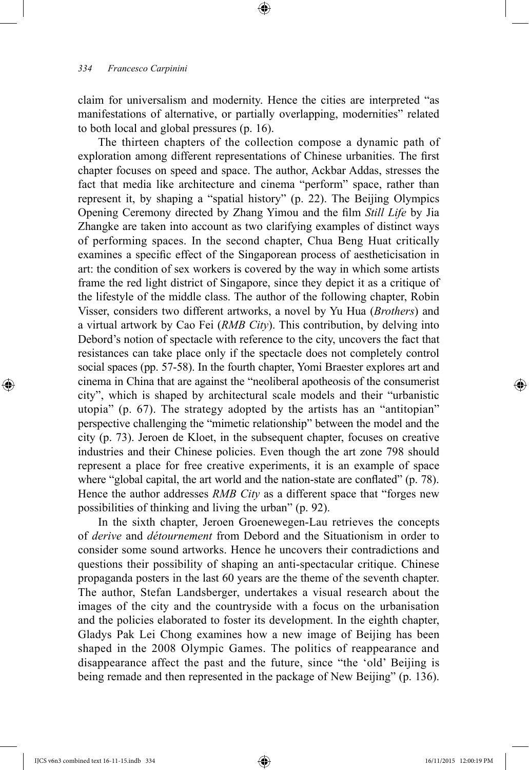claim for universalism and modernity. Hence the cities are interpreted "as manifestations of alternative, or partially overlapping, modernities" related to both local and global pressures (p. 16).

The thirteen chapters of the collection compose a dynamic path of exploration among different representations of Chinese urbanities. The first chapter focuses on speed and space. The author, Ackbar Addas, stresses the fact that media like architecture and cinema "perform" space, rather than represent it, by shaping a "spatial history" (p. 22). The Beijing Olympics Opening Ceremony directed by Zhang Yimou and the film *Still Life* by Jia Zhangke are taken into account as two clarifying examples of distinct ways of performing spaces. In the second chapter, Chua Beng Huat critically examines a specific effect of the Singaporean process of aestheticisation in art: the condition of sex workers is covered by the way in which some artists frame the red light district of Singapore, since they depict it as a critique of the lifestyle of the middle class. The author of the following chapter, Robin Visser, considers two different artworks, a novel by Yu Hua (*Brothers*) and a virtual artwork by Cao Fei (*RMB City*). This contribution, by delving into Debord's notion of spectacle with reference to the city, uncovers the fact that resistances can take place only if the spectacle does not completely control social spaces (pp. 57-58). In the fourth chapter, Yomi Braester explores art and cinema in China that are against the "neoliberal apotheosis of the consumerist city", which is shaped by architectural scale models and their "urbanistic utopia" (p. 67). The strategy adopted by the artists has an "antitopian" perspective challenging the "mimetic relationship" between the model and the city (p. 73). Jeroen de Kloet, in the subsequent chapter, focuses on creative industries and their Chinese policies. Even though the art zone 798 should represent a place for free creative experiments, it is an example of space where "global capital, the art world and the nation-state are conflated" (p. 78). Hence the author addresses *RMB City* as a different space that "forges new possibilities of thinking and living the urban" (p. 92).

In the sixth chapter, Jeroen Groenewegen-Lau retrieves the concepts of *derive* and *détournement* from Debord and the Situationism in order to consider some sound artworks. Hence he uncovers their contradictions and questions their possibility of shaping an anti-spectacular critique. Chinese propaganda posters in the last 60 years are the theme of the seventh chapter. The author, Stefan Landsberger, undertakes a visual research about the images of the city and the countryside with a focus on the urbanisation and the policies elaborated to foster its development. In the eighth chapter, Gladys Pak Lei Chong examines how a new image of Beijing has been shaped in the 2008 Olympic Games. The politics of reappearance and disappearance affect the past and the future, since "the 'old' Beijing is being remade and then represented in the package of New Beijing" (p. 136).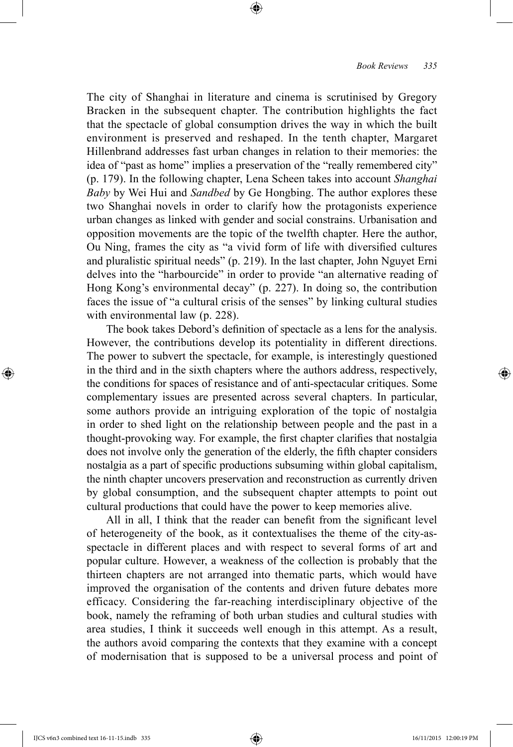The city of Shanghai in literature and cinema is scrutinised by Gregory Bracken in the subsequent chapter. The contribution highlights the fact that the spectacle of global consumption drives the way in which the built environment is preserved and reshaped. In the tenth chapter, Margaret Hillenbrand addresses fast urban changes in relation to their memories: the idea of "past as home" implies a preservation of the "really remembered city" (p. 179). In the following chapter, Lena Scheen takes into account *Shanghai Baby* by Wei Hui and *Sandbed* by Ge Hongbing. The author explores these two Shanghai novels in order to clarify how the protagonists experience urban changes as linked with gender and social constrains. Urbanisation and opposition movements are the topic of the twelfth chapter. Here the author, Ou Ning, frames the city as "a vivid form of life with diversified cultures and pluralistic spiritual needs" (p. 219). In the last chapter, John Nguyet Erni delves into the "harbourcide" in order to provide "an alternative reading of Hong Kong's environmental decay" (p. 227). In doing so, the contribution faces the issue of "a cultural crisis of the senses" by linking cultural studies with environmental law (p. 228).

The book takes Debord's definition of spectacle as a lens for the analysis. However, the contributions develop its potentiality in different directions. The power to subvert the spectacle, for example, is interestingly questioned in the third and in the sixth chapters where the authors address, respectively, the conditions for spaces of resistance and of anti-spectacular critiques. Some complementary issues are presented across several chapters. In particular, some authors provide an intriguing exploration of the topic of nostalgia in order to shed light on the relationship between people and the past in a thought-provoking way. For example, the first chapter clarifies that nostalgia does not involve only the generation of the elderly, the fifth chapter considers nostalgia as a part of specific productions subsuming within global capitalism, the ninth chapter uncovers preservation and reconstruction as currently driven by global consumption, and the subsequent chapter attempts to point out cultural productions that could have the power to keep memories alive.

All in all, I think that the reader can benefit from the significant level of heterogeneity of the book, as it contextualises the theme of the city-as-spectacle in different places and with respect to several forms of art and popular culture. However, a weakness of the collection is probably that the thirteen chapters are not arranged into thematic parts, which would have improved the organisation of the contents and driven future debates more efficacy. Considering the far-reaching interdisciplinary objective of the book, namely the reframing of both urban studies and cultural studies with area studies, I think it succeeds well enough in this attempt. As a result, the authors avoid comparing the contexts that they examine with a concept of modernisation that is supposed to be a universal process and point of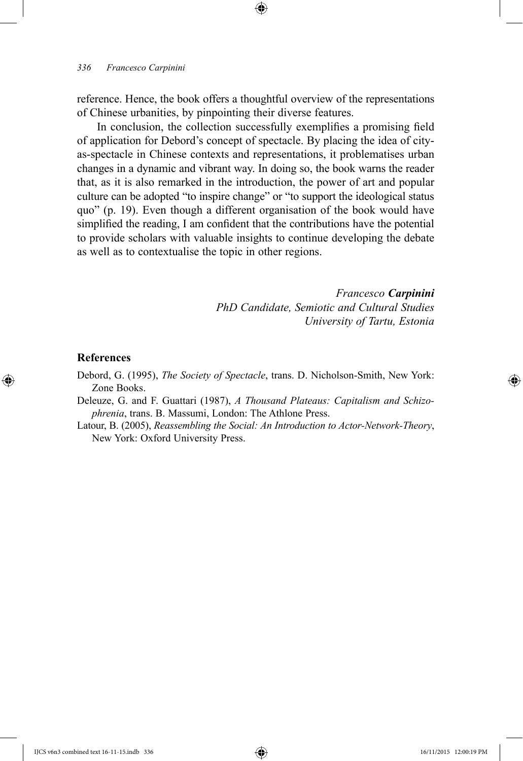reference. Hence, the book offers a thoughtful overview of the representations of Chinese urbanities, by pinpointing their diverse features.

In conclusion, the collection successfully exemplifies a promising field of application for Debord's concept of spectacle. By placing the idea of city-as-spectacle in Chinese contexts and representations, it problematises urban changes in a dynamic and vibrant way. In doing so, the book warns the reader that, as it is also remarked in the introduction, the power of art and popular culture can be adopted "to inspire change" or "to support the ideological status quo" (p. 19). Even though a different organisation of the book would have simplified the reading, I am confident that the contributions have the potential to provide scholars with valuable insights to continue developing the debate as well as to contextualise the topic in other regions.

*Francesco **Carpinini***
*PhD Candidate, Semiotic and Cultural Studies*
*University of Tartu, Estonia*

## References

Debord, G. (1995), *The Society of Spectacle*, trans. D. Nicholson-Smith, New York: Zone Books.

Deleuze, G. and F. Guattari (1987), *A Thousand Plateaus: Capitalism and Schizophrenia*, trans. B. Massumi, London: The Athlone Press.

Latour, B. (2005), *Reassembling the Social: An Introduction to Actor-Network-Theory*, New York: Oxford University Press.